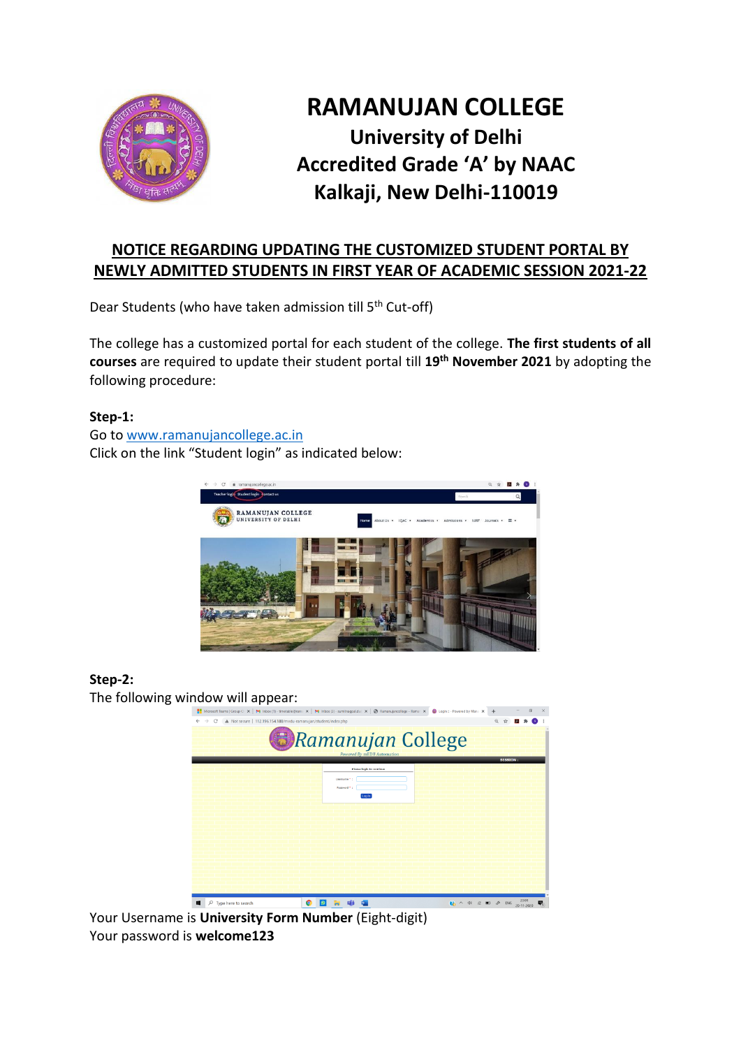# RAMANUJAN COLLEGE

## University of Delhi
## Accredited Grade 'A' by NAAC
## Kalkaji, New Delhi-110019

### NOTICE REGARDING UPDATING THE CUSTOMIZED STUDENT PORTAL BY NEWLY ADMITTED STUDENTS IN FIRST YEAR OF ACADEMIC SESSION 2021-22

Dear Students (who have taken admission till 5th Cut-off)

The college has a customized portal for each student of the college. **The first students of all courses** are required to update their student portal till **19th November 2021** by adopting the following procedure:

**Step-1:**

Go to www.ramanujancollege.ac.in

Click on the link "Student login" as indicated below:

**Step-2:**

The following window will appear:

Your Username is **University Form Number** (Eight-digit)

Your password is **welcome123**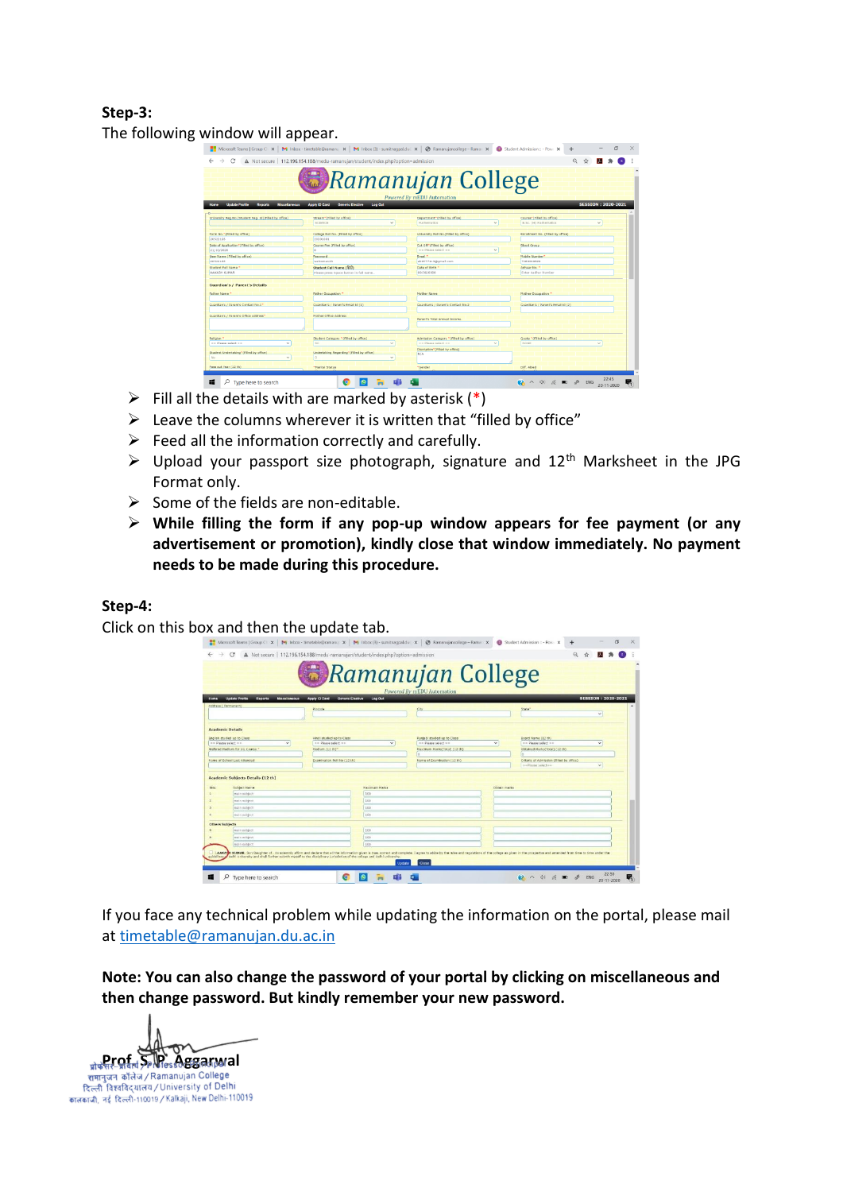**Step-3:**

The following window will appear.

- Fill all the details with are marked by asterisk (*)
- Leave the columns wherever it is written that "filled by office"
- Feed all the information correctly and carefully.
- Upload your passport size photograph, signature and 12th Marksheet in the JPG Format only.
- Some of the fields are non-editable.
- **While filling the form if any pop-up window appears for fee payment (or any advertisement or promotion), kindly close that window immediately. No payment needs to be made during this procedure.**

**Step-4:**

Click on this box and then the update tab.

If you face any technical problem while updating the information on the portal, please mail at [timetable@ramanujan.du.ac.in](mailto:timetable@ramanujan.du.ac.in)

**Note: You can also change the password of your portal by clicking on miscellaneous and then change password. But kindly remember your new password.**

**Prof. S. P. Aggarwal**

प्रोफेसर–प्राचार्य / Professor-Principal
रामानुजन कॉलेज / Ramanujan College
दिल्ली विश्वविद्यालय / University of Delhi
कालकाजी, नई दिल्ली-110019 / Kalkaji, New Delhi-110019